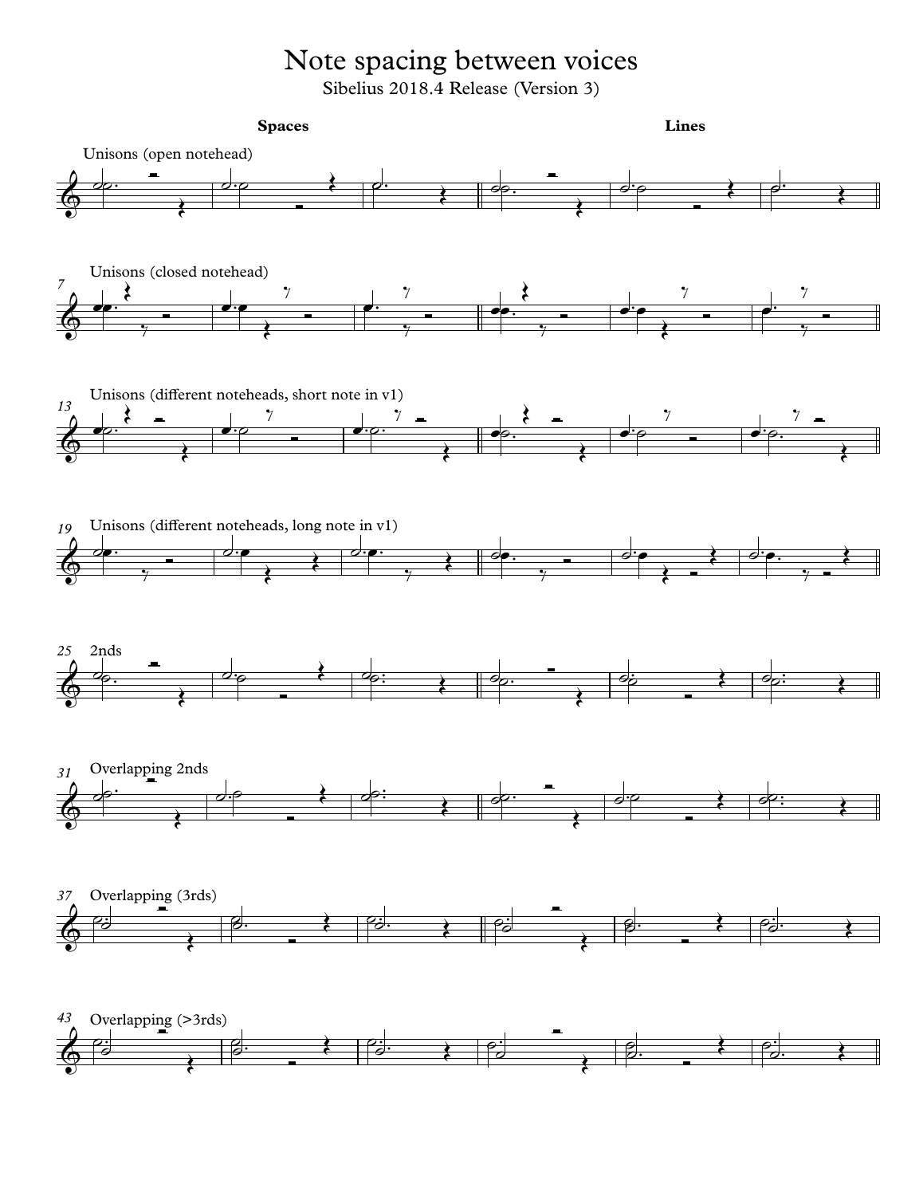# Note spacing between voices

Sibelius 2018.4 Release (Version 3)

**Spaces** **Lines**

Unisons (open notehead)

7 Unisons (closed notehead)

13 Unisons (different noteheads, short note in v1)

19 Unisons (different noteheads, long note in v1)

25 2nds

31 Overlapping 2nds

37 Overlapping (3rds)

43 Overlapping (>3rds)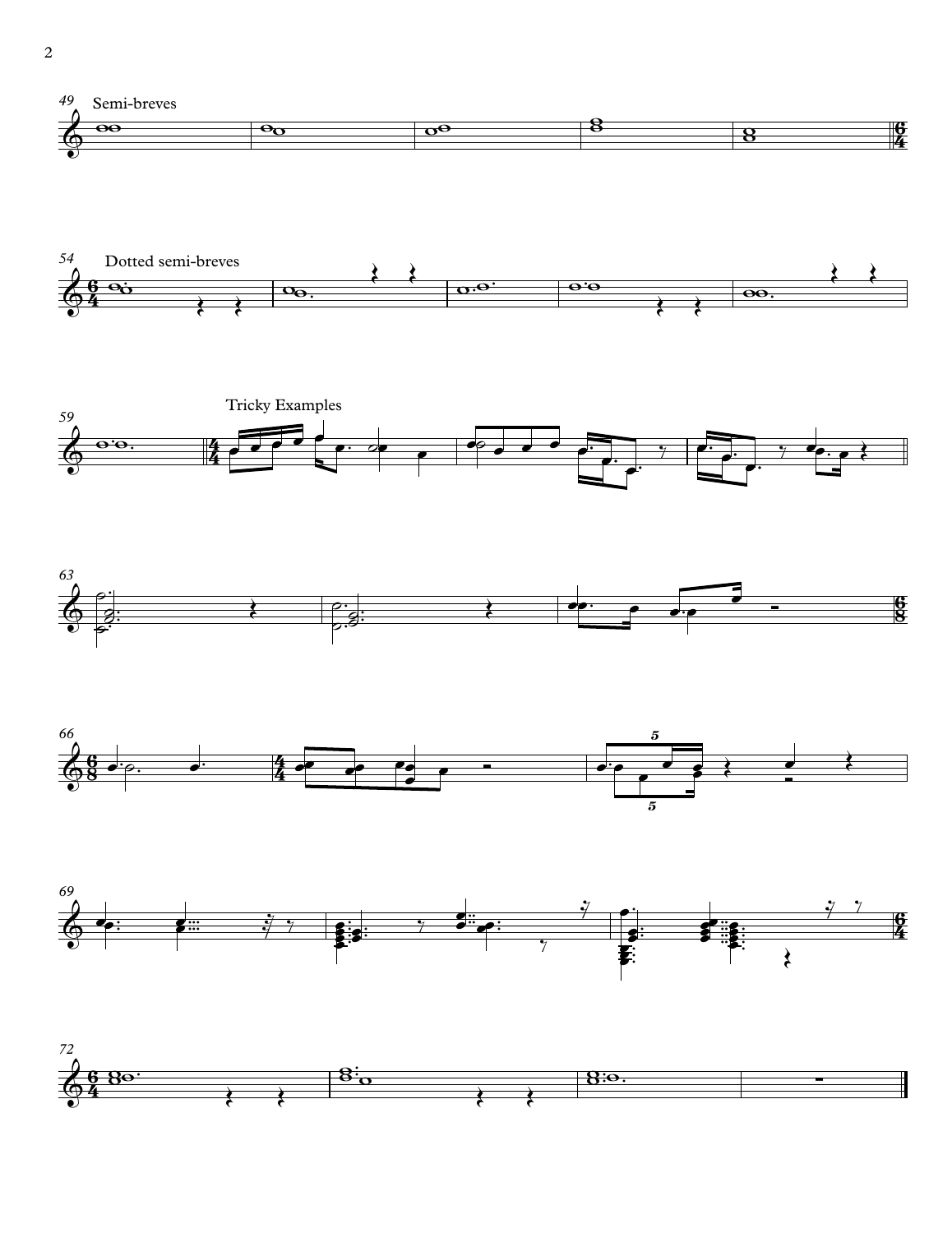Semi-breves

Dotted semi-breves

Tricky Examples